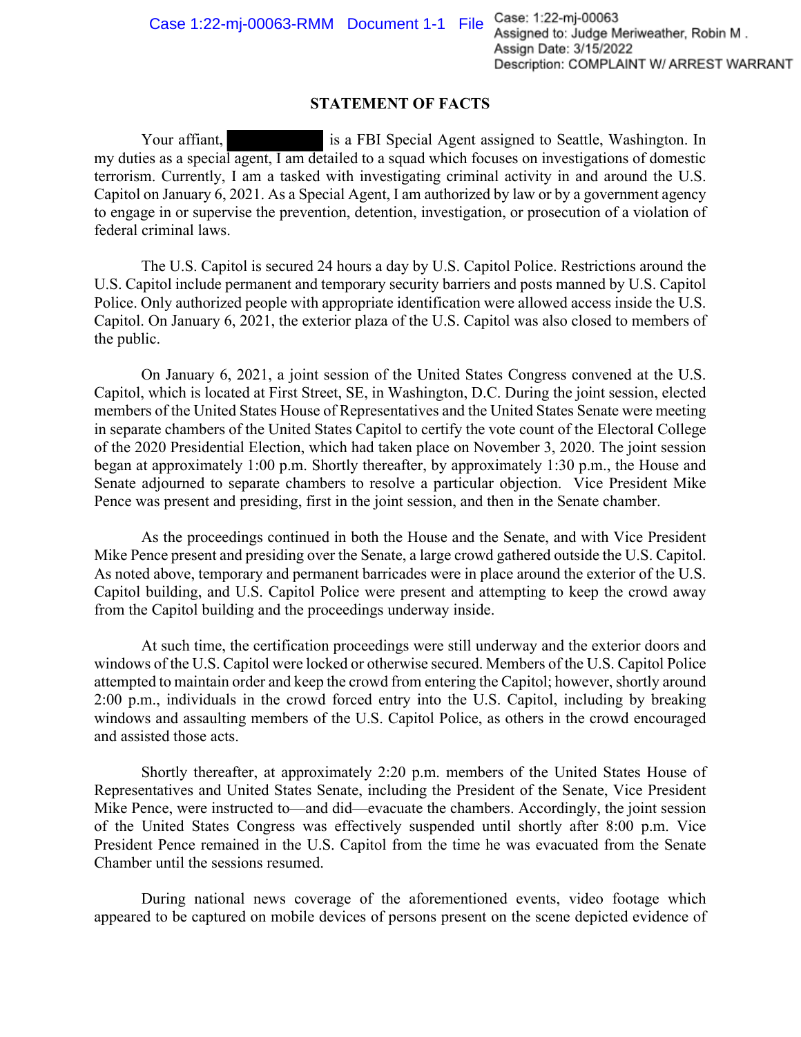Case 1:22-mj-00063-RMM Document 1-1 File

Case: 1:22-mj-00063
Assigned to: Judge Meriweather, Robin M .
Assign Date: 3/15/2022
Description: COMPLAINT W/ ARREST WARRANT

## STATEMENT OF FACTS

Your affiant, [REDACTED] is a FBI Special Agent assigned to Seattle, Washington. In my duties as a special agent, I am detailed to a squad which focuses on investigations of domestic terrorism. Currently, I am a tasked with investigating criminal activity in and around the U.S. Capitol on January 6, 2021. As a Special Agent, I am authorized by law or by a government agency to engage in or supervise the prevention, detention, investigation, or prosecution of a violation of federal criminal laws.

The U.S. Capitol is secured 24 hours a day by U.S. Capitol Police. Restrictions around the U.S. Capitol include permanent and temporary security barriers and posts manned by U.S. Capitol Police. Only authorized people with appropriate identification were allowed access inside the U.S. Capitol. On January 6, 2021, the exterior plaza of the U.S. Capitol was also closed to members of the public.

On January 6, 2021, a joint session of the United States Congress convened at the U.S. Capitol, which is located at First Street, SE, in Washington, D.C. During the joint session, elected members of the United States House of Representatives and the United States Senate were meeting in separate chambers of the United States Capitol to certify the vote count of the Electoral College of the 2020 Presidential Election, which had taken place on November 3, 2020. The joint session began at approximately 1:00 p.m. Shortly thereafter, by approximately 1:30 p.m., the House and Senate adjourned to separate chambers to resolve a particular objection. Vice President Mike Pence was present and presiding, first in the joint session, and then in the Senate chamber.

As the proceedings continued in both the House and the Senate, and with Vice President Mike Pence present and presiding over the Senate, a large crowd gathered outside the U.S. Capitol. As noted above, temporary and permanent barricades were in place around the exterior of the U.S. Capitol building, and U.S. Capitol Police were present and attempting to keep the crowd away from the Capitol building and the proceedings underway inside.

At such time, the certification proceedings were still underway and the exterior doors and windows of the U.S. Capitol were locked or otherwise secured. Members of the U.S. Capitol Police attempted to maintain order and keep the crowd from entering the Capitol; however, shortly around 2:00 p.m., individuals in the crowd forced entry into the U.S. Capitol, including by breaking windows and assaulting members of the U.S. Capitol Police, as others in the crowd encouraged and assisted those acts.

Shortly thereafter, at approximately 2:20 p.m. members of the United States House of Representatives and United States Senate, including the President of the Senate, Vice President Mike Pence, were instructed to—and did—evacuate the chambers. Accordingly, the joint session of the United States Congress was effectively suspended until shortly after 8:00 p.m. Vice President Pence remained in the U.S. Capitol from the time he was evacuated from the Senate Chamber until the sessions resumed.

During national news coverage of the aforementioned events, video footage which appeared to be captured on mobile devices of persons present on the scene depicted evidence of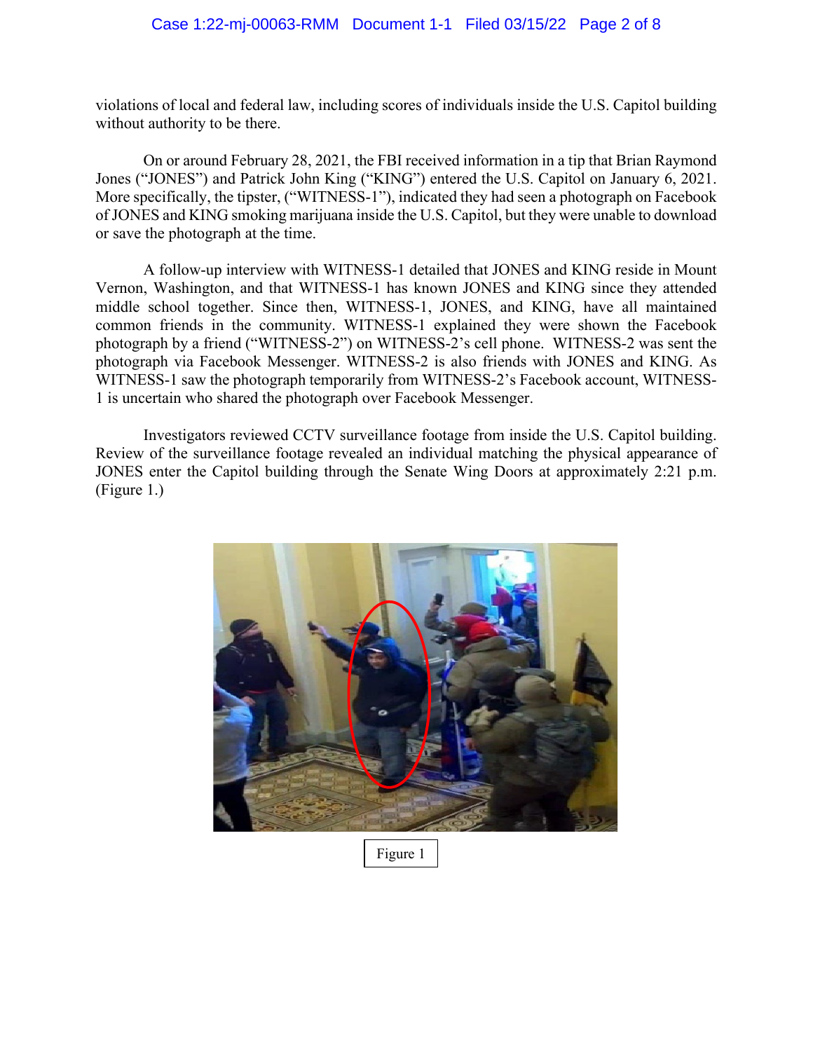violations of local and federal law, including scores of individuals inside the U.S. Capitol building without authority to be there.

On or around February 28, 2021, the FBI received information in a tip that Brian Raymond Jones ("JONES") and Patrick John King ("KING") entered the U.S. Capitol on January 6, 2021. More specifically, the tipster, ("WITNESS-1"), indicated they had seen a photograph on Facebook of JONES and KING smoking marijuana inside the U.S. Capitol, but they were unable to download or save the photograph at the time.

A follow-up interview with WITNESS-1 detailed that JONES and KING reside in Mount Vernon, Washington, and that WITNESS-1 has known JONES and KING since they attended middle school together. Since then, WITNESS-1, JONES, and KING, have all maintained common friends in the community. WITNESS-1 explained they were shown the Facebook photograph by a friend ("WITNESS-2") on WITNESS-2's cell phone. WITNESS-2 was sent the photograph via Facebook Messenger. WITNESS-2 is also friends with JONES and KING. As WITNESS-1 saw the photograph temporarily from WITNESS-2's Facebook account, WITNESS-1 is uncertain who shared the photograph over Facebook Messenger.

Investigators reviewed CCTV surveillance footage from inside the U.S. Capitol building. Review of the surveillance footage revealed an individual matching the physical appearance of JONES enter the Capitol building through the Senate Wing Doors at approximately 2:21 p.m. (Figure 1.)

Figure 1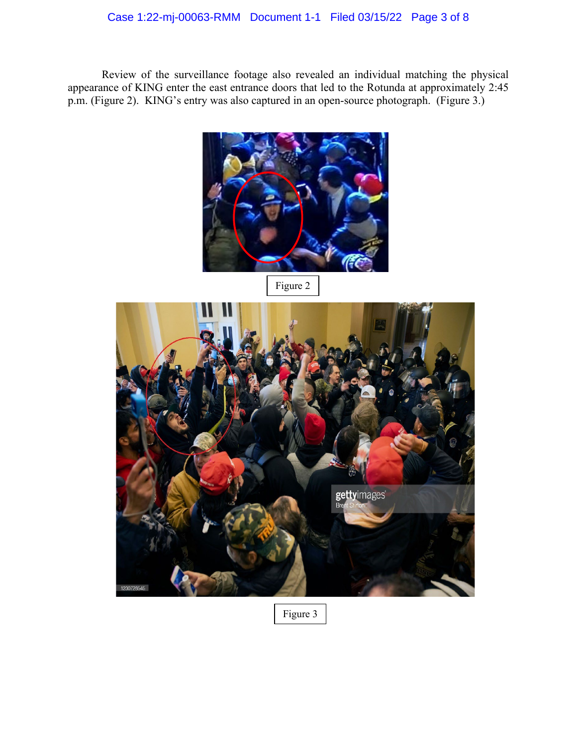Review of the surveillance footage also revealed an individual matching the physical appearance of KING enter the east entrance doors that led to the Rotunda at approximately 2:45 p.m. (Figure 2). KING's entry was also captured in an open-source photograph. (Figure 3.)

Figure 2

Figure 3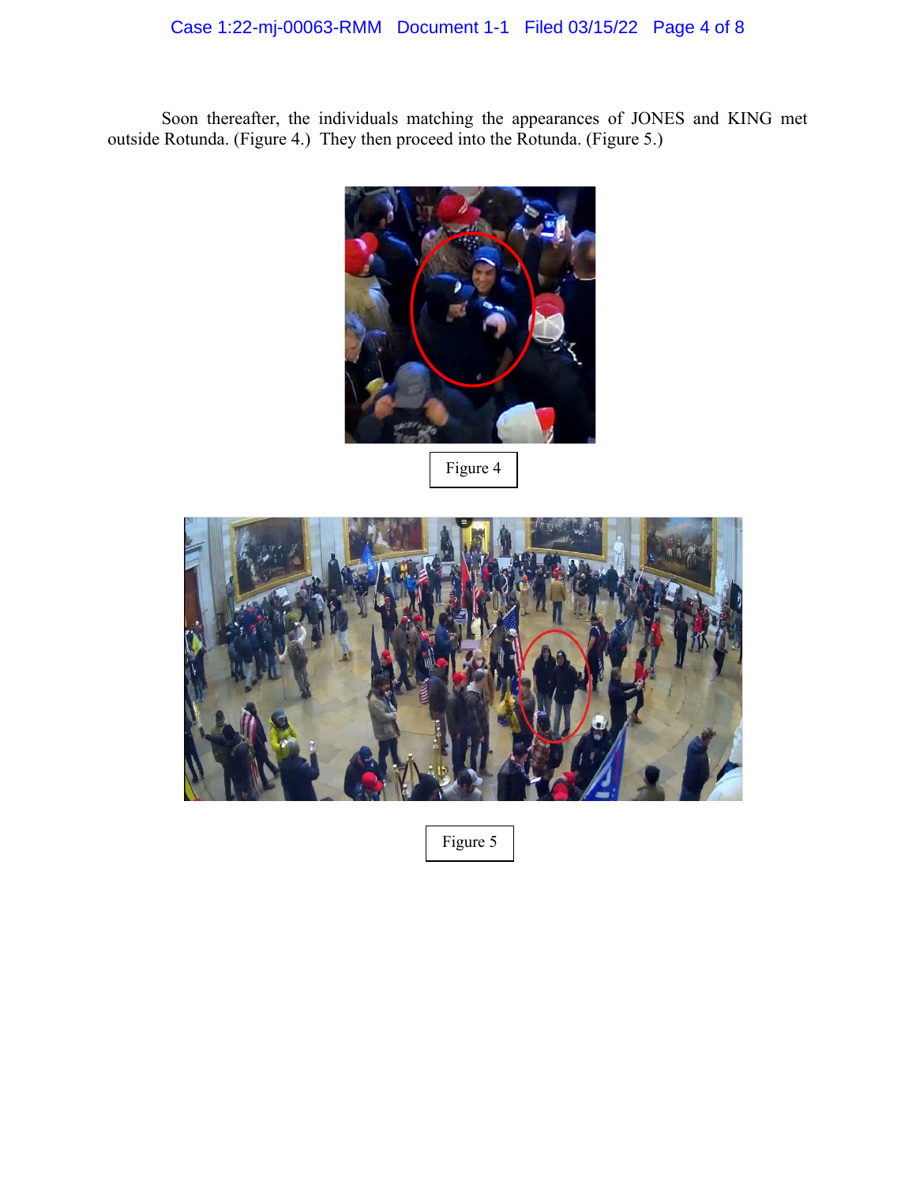Soon thereafter, the individuals matching the appearances of JONES and KING met outside Rotunda. (Figure 4.) They then proceed into the Rotunda. (Figure 5.)

Figure 4

Figure 5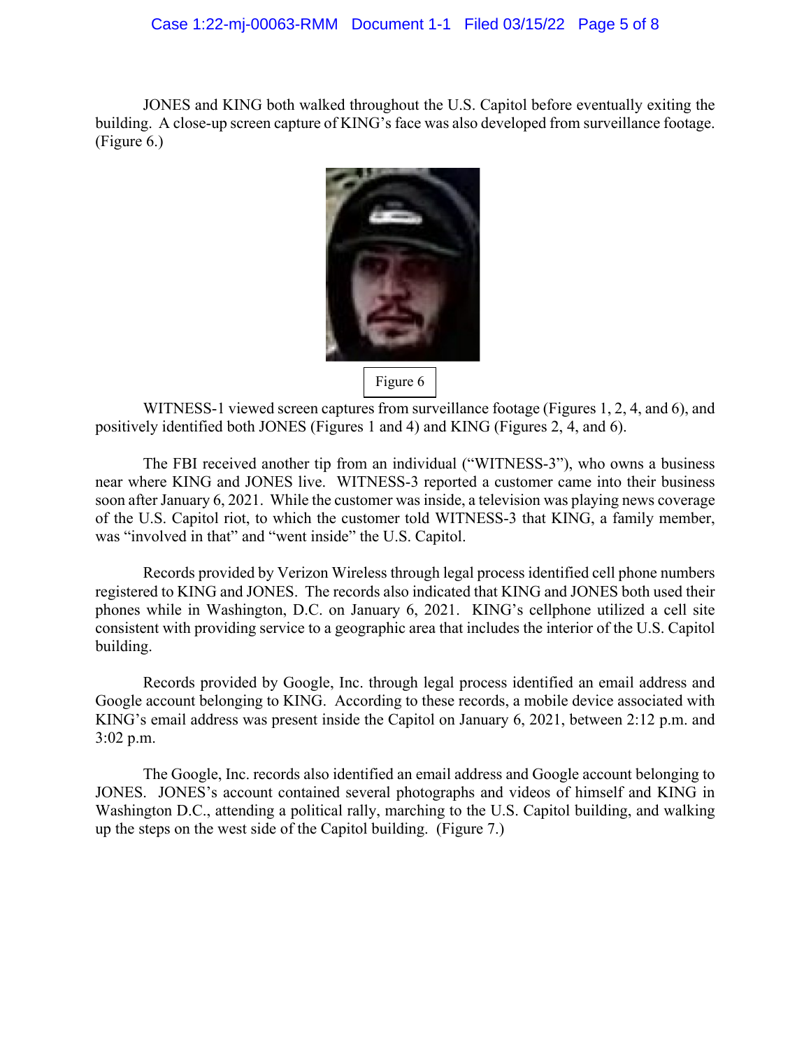JONES and KING both walked throughout the U.S. Capitol before eventually exiting the building. A close-up screen capture of KING's face was also developed from surveillance footage. (Figure 6.)

Figure 6

WITNESS-1 viewed screen captures from surveillance footage (Figures 1, 2, 4, and 6), and positively identified both JONES (Figures 1 and 4) and KING (Figures 2, 4, and 6).

The FBI received another tip from an individual ("WITNESS-3"), who owns a business near where KING and JONES live. WITNESS-3 reported a customer came into their business soon after January 6, 2021. While the customer was inside, a television was playing news coverage of the U.S. Capitol riot, to which the customer told WITNESS-3 that KING, a family member, was "involved in that" and "went inside" the U.S. Capitol.

Records provided by Verizon Wireless through legal process identified cell phone numbers registered to KING and JONES. The records also indicated that KING and JONES both used their phones while in Washington, D.C. on January 6, 2021. KING's cellphone utilized a cell site consistent with providing service to a geographic area that includes the interior of the U.S. Capitol building.

Records provided by Google, Inc. through legal process identified an email address and Google account belonging to KING. According to these records, a mobile device associated with KING's email address was present inside the Capitol on January 6, 2021, between 2:12 p.m. and 3:02 p.m.

The Google, Inc. records also identified an email address and Google account belonging to JONES. JONES's account contained several photographs and videos of himself and KING in Washington D.C., attending a political rally, marching to the U.S. Capitol building, and walking up the steps on the west side of the Capitol building. (Figure 7.)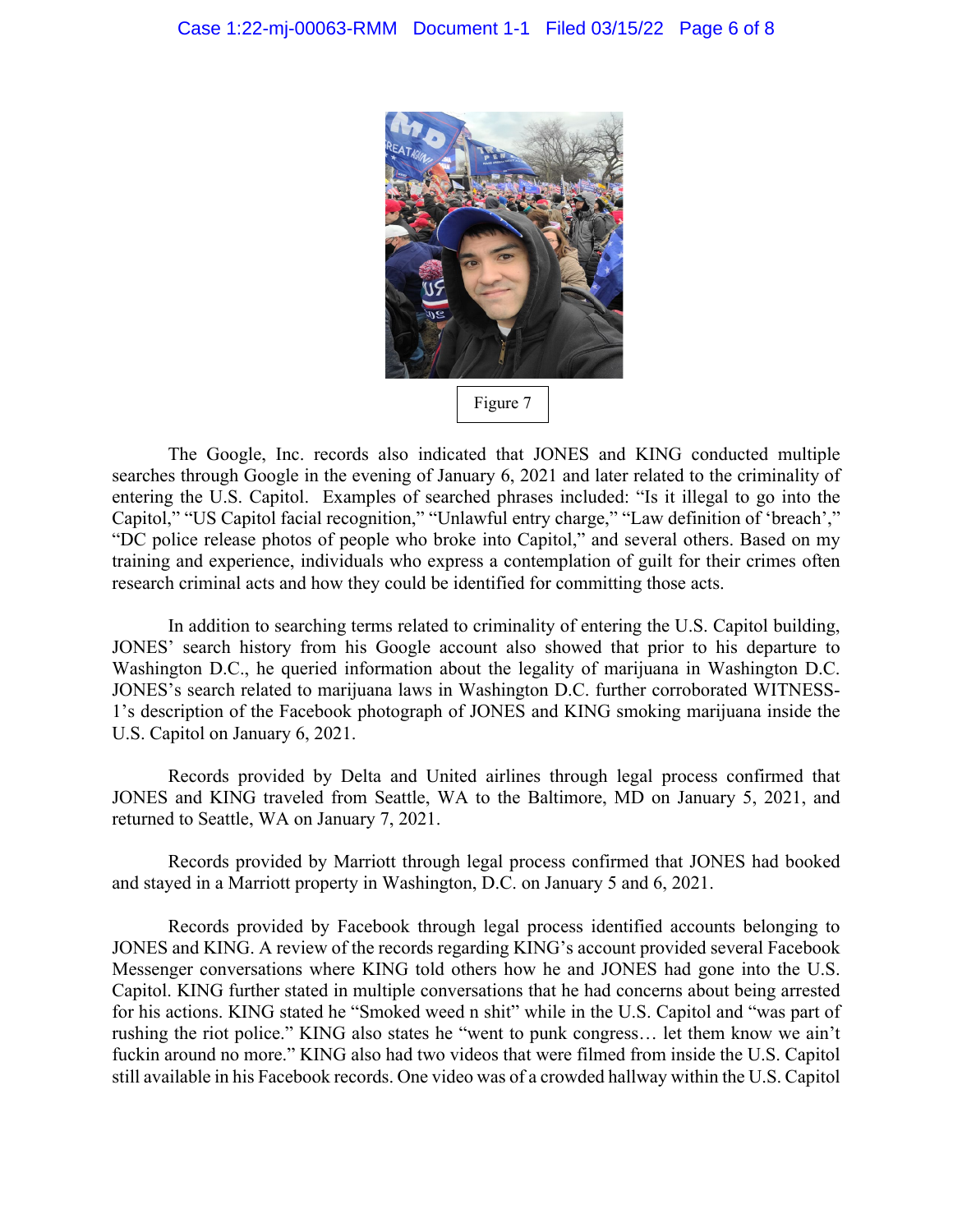Figure 7

The Google, Inc. records also indicated that JONES and KING conducted multiple searches through Google in the evening of January 6, 2021 and later related to the criminality of entering the U.S. Capitol. Examples of searched phrases included: "Is it illegal to go into the Capitol," "US Capitol facial recognition," "Unlawful entry charge," "Law definition of 'breach'," "DC police release photos of people who broke into Capitol," and several others. Based on my training and experience, individuals who express a contemplation of guilt for their crimes often research criminal acts and how they could be identified for committing those acts.

In addition to searching terms related to criminality of entering the U.S. Capitol building, JONES' search history from his Google account also showed that prior to his departure to Washington D.C., he queried information about the legality of marijuana in Washington D.C. JONES's search related to marijuana laws in Washington D.C. further corroborated WITNESS-1's description of the Facebook photograph of JONES and KING smoking marijuana inside the U.S. Capitol on January 6, 2021.

Records provided by Delta and United airlines through legal process confirmed that JONES and KING traveled from Seattle, WA to the Baltimore, MD on January 5, 2021, and returned to Seattle, WA on January 7, 2021.

Records provided by Marriott through legal process confirmed that JONES had booked and stayed in a Marriott property in Washington, D.C. on January 5 and 6, 2021.

Records provided by Facebook through legal process identified accounts belonging to JONES and KING. A review of the records regarding KING's account provided several Facebook Messenger conversations where KING told others how he and JONES had gone into the U.S. Capitol. KING further stated in multiple conversations that he had concerns about being arrested for his actions. KING stated he "Smoked weed n shit" while in the U.S. Capitol and "was part of rushing the riot police." KING also states he "went to punk congress… let them know we ain't fuckin around no more." KING also had two videos that were filmed from inside the U.S. Capitol still available in his Facebook records. One video was of a crowded hallway within the U.S. Capitol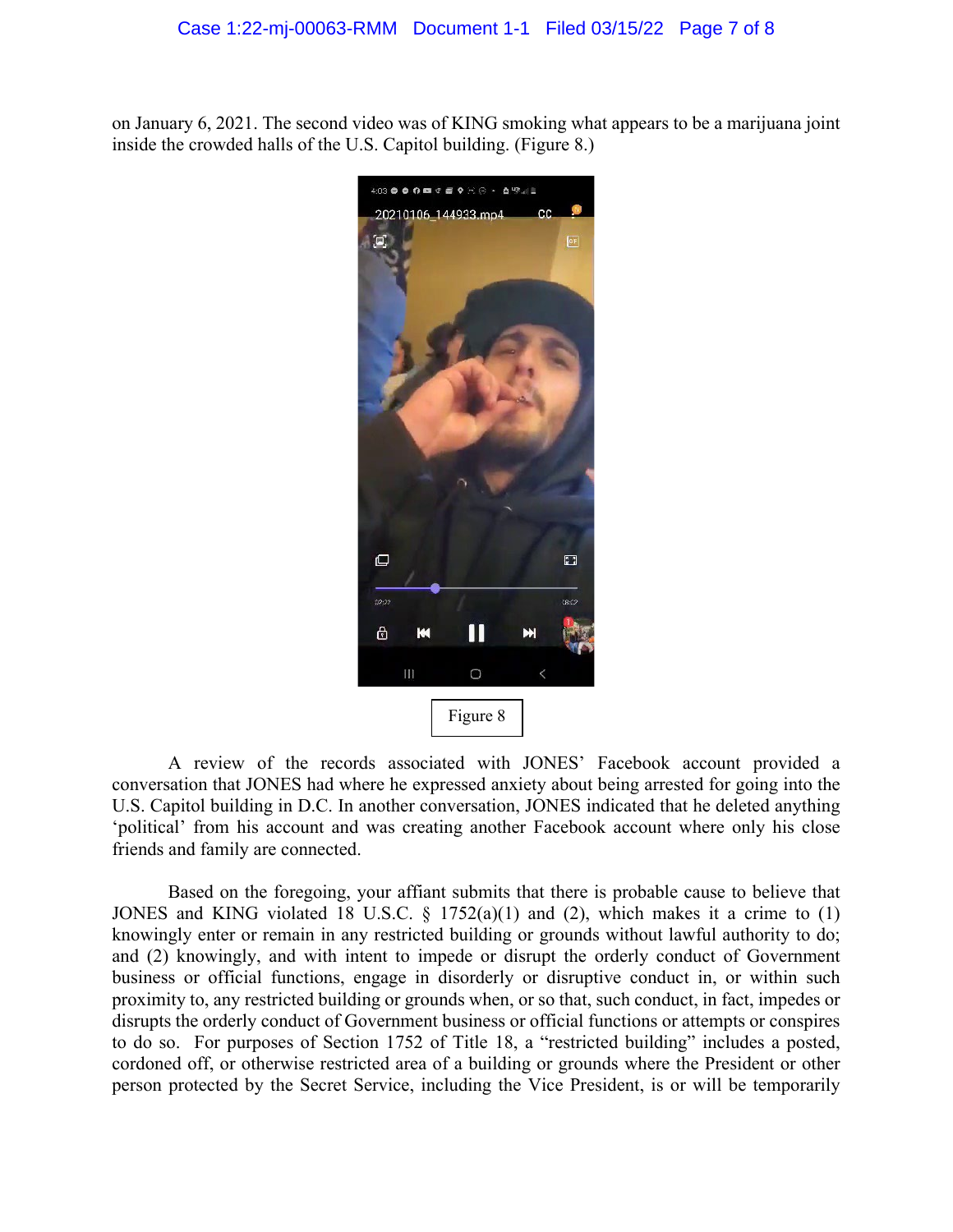on January 6, 2021. The second video was of KING smoking what appears to be a marijuana joint inside the crowded halls of the U.S. Capitol building. (Figure 8.)

Figure 8

A review of the records associated with JONES' Facebook account provided a conversation that JONES had where he expressed anxiety about being arrested for going into the U.S. Capitol building in D.C. In another conversation, JONES indicated that he deleted anything 'political' from his account and was creating another Facebook account where only his close friends and family are connected.

Based on the foregoing, your affiant submits that there is probable cause to believe that JONES and KING violated 18 U.S.C. § 1752(a)(1) and (2), which makes it a crime to (1) knowingly enter or remain in any restricted building or grounds without lawful authority to do; and (2) knowingly, and with intent to impede or disrupt the orderly conduct of Government business or official functions, engage in disorderly or disruptive conduct in, or within such proximity to, any restricted building or grounds when, or so that, such conduct, in fact, impedes or disrupts the orderly conduct of Government business or official functions or attempts or conspires to do so. For purposes of Section 1752 of Title 18, a "restricted building" includes a posted, cordoned off, or otherwise restricted area of a building or grounds where the President or other person protected by the Secret Service, including the Vice President, is or will be temporarily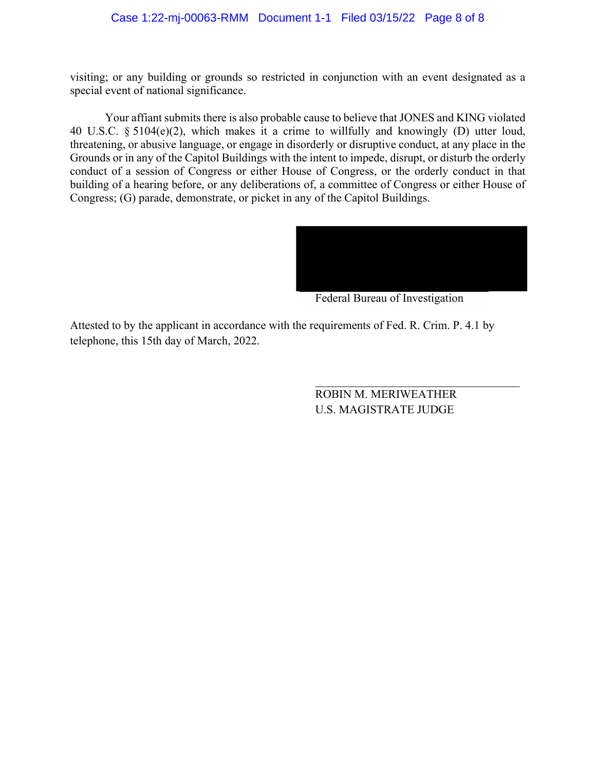visiting; or any building or grounds so restricted in conjunction with an event designated as a special event of national significance.

Your affiant submits there is also probable cause to believe that JONES and KING violated 40 U.S.C. § 5104(e)(2), which makes it a crime to willfully and knowingly (D) utter loud, threatening, or abusive language, or engage in disorderly or disruptive conduct, at any place in the Grounds or in any of the Capitol Buildings with the intent to impede, disrupt, or disturb the orderly conduct of a session of Congress or either House of Congress, or the orderly conduct in that building of a hearing before, or any deliberations of, a committee of Congress or either House of Congress; (G) parade, demonstrate, or picket in any of the Capitol Buildings.

Federal Bureau of Investigation

Attested to by the applicant in accordance with the requirements of Fed. R. Crim. P. 4.1 by telephone, this 15th day of March, 2022.

ROBIN M. MERIWEATHER
U.S. MAGISTRATE JUDGE